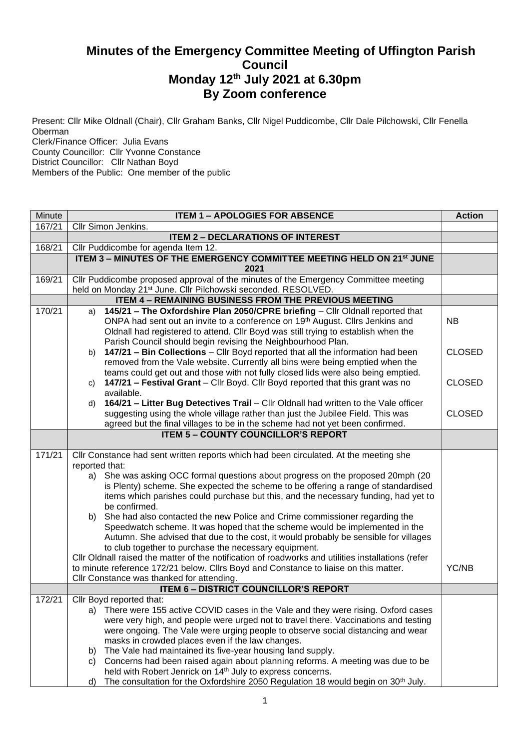# Minutes of the Emergency Committee Meeting of Uffington Parish Council
# Monday 12th July 2021 at 6.30pm
# By Zoom conference

Present: Cllr Mike Oldnall (Chair), Cllr Graham Banks, Cllr Nigel Puddicombe, Cllr Dale Pilchowski, Cllr Fenella Oberman
Clerk/Finance Officer: Julia Evans
County Councillor: Cllr Yvonne Constance
District Councillor: Cllr Nathan Boyd
Members of the Public: One member of the public

| Minute | ITEM 1 – APOLOGIES FOR ABSENCE | Action |
|---|---|---|
| 167/21 | Cllr Simon Jenkins. | |
| | **ITEM 2 – DECLARATIONS OF INTEREST** | |
| 168/21 | Cllr Puddicombe for agenda Item 12. | |
| | **ITEM 3 – MINUTES OF THE EMERGENCY COMMITTEE MEETING HELD ON 21st JUNE 2021** | |
| 169/21 | Cllr Puddicombe proposed approval of the minutes of the Emergency Committee meeting held on Monday 21st June. Cllr Pilchowski seconded. RESOLVED. | |
| | **ITEM 4 – REMAINING BUSINESS FROM THE PREVIOUS MEETING** | |
| 170/21 | a) **145/21 – The Oxfordshire Plan 2050/CPRE briefing** – Cllr Oldnall reported that ONPA had sent out an invite to a conference on 19th August. Cllrs Jenkins and Oldnall had registered to attend. Cllr Boyd was still trying to establish when the Parish Council should begin revising the Neighbourhood Plan.<br>b) **147/21 – Bin Collections** – Cllr Boyd reported that all the information had been removed from the Vale website. Currently all bins were being emptied when the teams could get out and those with not fully closed lids were also being emptied.<br>c) **147/21 – Festival Grant** – Cllr Boyd. Cllr Boyd reported that this grant was no available.<br>d) **164/21 – Litter Bug Detectives Trail** – Cllr Oldnall had written to the Vale officer suggesting using the whole village rather than just the Jubilee Field. This was agreed but the final villages to be in the scheme had not yet been confirmed. | NB<br><br>CLOSED<br><br>CLOSED<br><br>CLOSED |
| | **ITEM 5 – COUNTY COUNCILLOR'S REPORT** | |
| 171/21 | Cllr Constance had sent written reports which had been circulated. At the meeting she reported that:<br>a) She was asking OCC formal questions about progress on the proposed 20mph (20 is Plenty) scheme. She expected the scheme to be offering a range of standardised items which parishes could purchase but this, and the necessary funding, had yet to be confirmed.<br>b) She had also contacted the new Police and Crime commissioner regarding the Speedwatch scheme. It was hoped that the scheme would be implemented in the Autumn. She advised that due to the cost, it would probably be sensible for villages to club together to purchase the necessary equipment.<br>Cllr Oldnall raised the matter of the notification of roadworks and utilities installations (refer to minute reference 172/21 below. Cllrs Boyd and Constance to liaise on this matter.<br>Cllr Constance was thanked for attending. | <br><br><br><br><br><br><br><br>YC/NB |
| | **ITEM 6 – DISTRICT COUNCILLOR'S REPORT** | |
| 172/21 | Cllr Boyd reported that:<br>a) There were 155 active COVID cases in the Vale and they were rising. Oxford cases were very high, and people were urged not to travel there. Vaccinations and testing were ongoing. The Vale were urging people to observe social distancing and wear masks in crowded places even if the law changes.<br>b) The Vale had maintained its five-year housing land supply.<br>c) Concerns had been raised again about planning reforms. A meeting was due to be held with Robert Jenrick on 14th July to express concerns.<br>d) The consultation for the Oxfordshire 2050 Regulation 18 would begin on 30th July. | |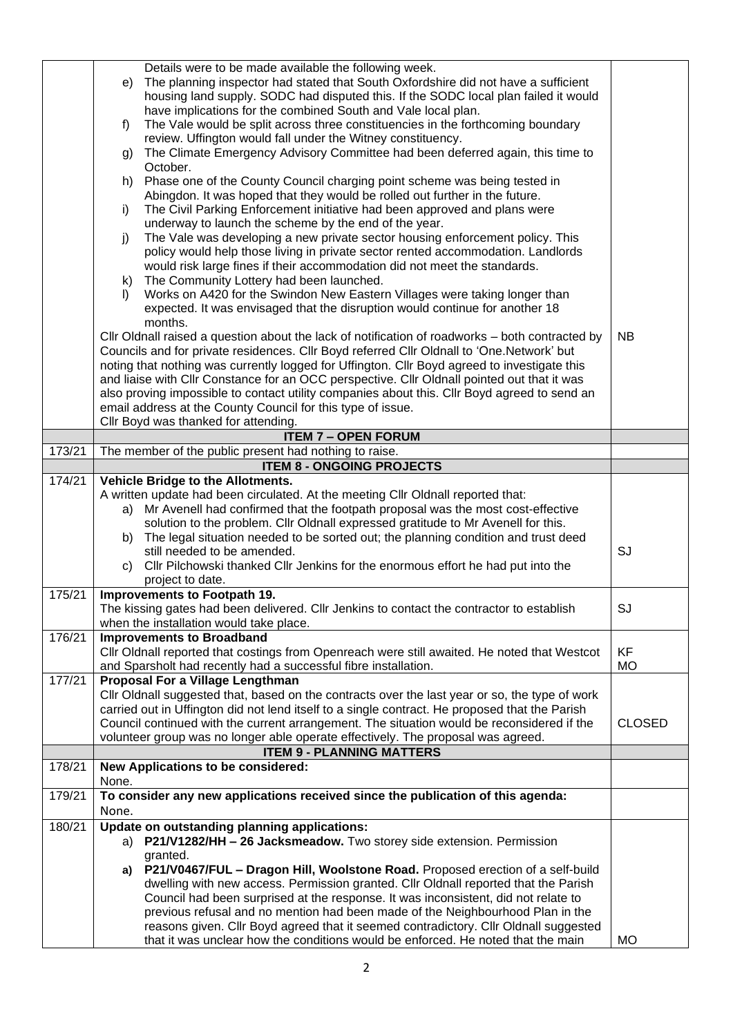| | | |
|---|---|---|
| | Details were to be made available the following week.<br>e) The planning inspector had stated that South Oxfordshire did not have a sufficient housing land supply. SODC had disputed this. If the SODC local plan failed it would have implications for the combined South and Vale local plan.<br>f) The Vale would be split across three constituencies in the forthcoming boundary review. Uffington would fall under the Witney constituency.<br>g) The Climate Emergency Advisory Committee had been deferred again, this time to October.<br>h) Phase one of the County Council charging point scheme was being tested in Abingdon. It was hoped that they would be rolled out further in the future.<br>i) The Civil Parking Enforcement initiative had been approved and plans were underway to launch the scheme by the end of the year.<br>j) The Vale was developing a new private sector housing enforcement policy. This policy would help those living in private sector rented accommodation. Landlords would risk large fines if their accommodation did not meet the standards.<br>k) The Community Lottery had been launched.<br>l) Works on A420 for the Swindon New Eastern Villages were taking longer than expected. It was envisaged that the disruption would continue for another 18 months.<br>Cllr Oldnall raised a question about the lack of notification of roadworks – both contracted by Councils and for private residences. Cllr Boyd referred Cllr Oldnall to 'One.Network' but noting that nothing was currently logged for Uffington. Cllr Boyd agreed to investigate this and liaise with Cllr Constance for an OCC perspective. Cllr Oldnall pointed out that it was also proving impossible to contact utility companies about this. Cllr Boyd agreed to send an email address at the County Council for this type of issue.<br>Cllr Boyd was thanked for attending. | NB |
| | **ITEM 7 – OPEN FORUM** | |
| 173/21 | The member of the public present had nothing to raise. | |
| | **ITEM 8 - ONGOING PROJECTS** | |
| 174/21 | **Vehicle Bridge to the Allotments.**<br>A written update had been circulated. At the meeting Cllr Oldnall reported that:<br>a) Mr Avenell had confirmed that the footpath proposal was the most cost-effective solution to the problem. Cllr Oldnall expressed gratitude to Mr Avenell for this.<br>b) The legal situation needed to be sorted out; the planning condition and trust deed still needed to be amended.<br>c) Cllr Pilchowski thanked Cllr Jenkins for the enormous effort he had put into the project to date. | SJ |
| 175/21 | **Improvements to Footpath 19.**<br>The kissing gates had been delivered. Cllr Jenkins to contact the contractor to establish when the installation would take place. | SJ |
| 176/21 | **Improvements to Broadband**<br>Cllr Oldnall reported that costings from Openreach were still awaited. He noted that Westcot and Sparsholt had recently had a successful fibre installation. | KF<br>MO |
| 177/21 | **Proposal For a Village Lengthman**<br>Cllr Oldnall suggested that, based on the contracts over the last year or so, the type of work carried out in Uffington did not lend itself to a single contract. He proposed that the Parish Council continued with the current arrangement. The situation would be reconsidered if the volunteer group was no longer able operate effectively. The proposal was agreed. | CLOSED |
| | **ITEM 9 - PLANNING MATTERS** | |
| 178/21 | **New Applications to be considered:**<br>None. | |
| 179/21 | **To consider any new applications received since the publication of this agenda:**<br>None. | |
| 180/21 | **Update on outstanding planning applications:**<br>a) **P21/V1282/HH – 26 Jacksmeadow.** Two storey side extension. Permission granted.<br>**a) P21/V0467/FUL – Dragon Hill, Woolstone Road.** Proposed erection of a self-build dwelling with new access. Permission granted. Cllr Oldnall reported that the Parish Council had been surprised at the response. It was inconsistent, did not relate to previous refusal and no mention had been made of the Neighbourhood Plan in the reasons given. Cllr Boyd agreed that it seemed contradictory. Cllr Oldnall suggested that it was unclear how the conditions would be enforced. He noted that the main | MO |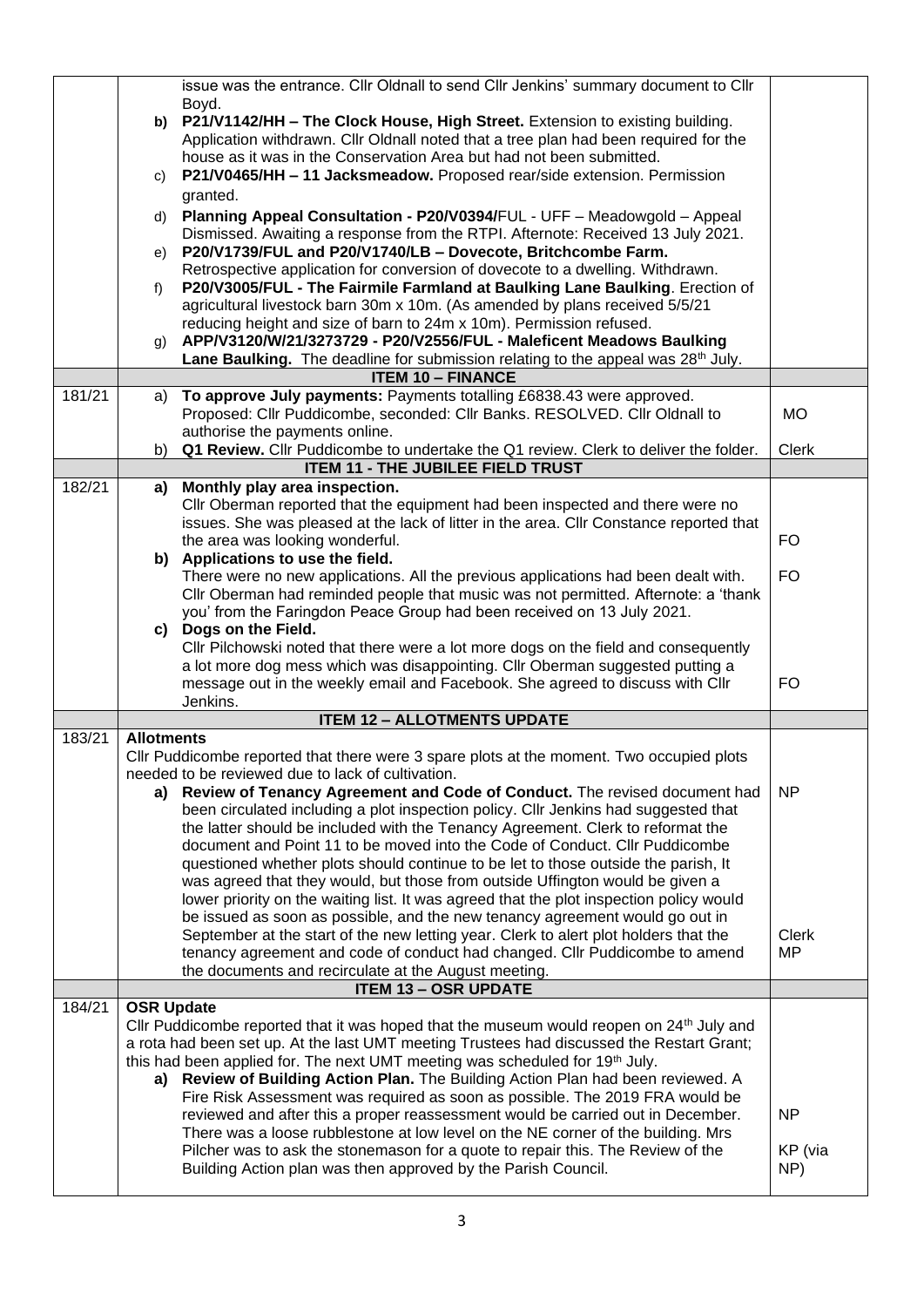| | | |
|---|---|---|
| | issue was the entrance. Cllr Oldnall to send Cllr Jenkins' summary document to Cllr Boyd.<br>**b) P21/V1142/HH – The Clock House, High Street.** Extension to existing building. Application withdrawn. Cllr Oldnall noted that a tree plan had been required for the house as it was in the Conservation Area but had not been submitted.<br>c) **P21/V0465/HH – 11 Jacksmeadow.** Proposed rear/side extension. Permission granted.<br>d) **Planning Appeal Consultation - P20/V0394/**FUL - UFF – Meadowgold – Appeal Dismissed. Awaiting a response from the RTPI. Afternote: Received 13 July 2021.<br>e) **P20/V1739/FUL and P20/V1740/LB – Dovecote, Britchcombe Farm.** Retrospective application for conversion of dovecote to a dwelling. Withdrawn.<br>f) **P20/V3005/FUL - The Fairmile Farmland at Baulking Lane Baulking**. Erection of agricultural livestock barn 30m x 10m. (As amended by plans received 5/5/21 reducing height and size of barn to 24m x 10m). Permission refused.<br>g) **APP/V3120/W/21/3273729 - P20/V2556/FUL - Maleficent Meadows Baulking Lane Baulking.** The deadline for submission relating to the appeal was 28th July. | |
| | **ITEM 10 – FINANCE** | |
| 181/21 | a) **To approve July payments:** Payments totalling £6838.43 were approved. Proposed: Cllr Puddicombe, seconded: Cllr Banks. RESOLVED. Cllr Oldnall to authorise the payments online.<br>b) **Q1 Review.** Cllr Puddicombe to undertake the Q1 review. Clerk to deliver the folder. | MO<br><br>Clerk |
| | **ITEM 11 - THE JUBILEE FIELD TRUST** | |
| 182/21 | **a) Monthly play area inspection.**<br>Cllr Oberman reported that the equipment had been inspected and there were no issues. She was pleased at the lack of litter in the area. Cllr Constance reported that the area was looking wonderful.<br>**b) Applications to use the field.**<br>There were no new applications. All the previous applications had been dealt with. Cllr Oberman had reminded people that music was not permitted. Afternote: a 'thank you' from the Faringdon Peace Group had been received on 13 July 2021.<br>**c) Dogs on the Field.**<br>Cllr Pilchowski noted that there were a lot more dogs on the field and consequently a lot more dog mess which was disappointing. Cllr Oberman suggested putting a message out in the weekly email and Facebook. She agreed to discuss with Cllr Jenkins. | <br><br>FO<br><br>FO<br><br><br>FO |
| | **ITEM 12 – ALLOTMENTS UPDATE** | |
| 183/21 | **Allotments**<br>Cllr Puddicombe reported that there were 3 spare plots at the moment. Two occupied plots needed to be reviewed due to lack of cultivation.<br>**a) Review of Tenancy Agreement and Code of Conduct.** The revised document had been circulated including a plot inspection policy. Cllr Jenkins had suggested that the latter should be included with the Tenancy Agreement. Clerk to reformat the document and Point 11 to be moved into the Code of Conduct. Cllr Puddicombe questioned whether plots should continue to be let to those outside the parish, It was agreed that they would, but those from outside Uffington would be given a lower priority on the waiting list. It was agreed that the plot inspection policy would be issued as soon as possible, and the new tenancy agreement would go out in September at the start of the new letting year. Clerk to alert plot holders that the tenancy agreement and code of conduct had changed. Cllr Puddicombe to amend the documents and recirculate at the August meeting. | <br><br>NP<br><br><br><br><br><br><br>Clerk<br>MP |
| | **ITEM 13 – OSR UPDATE** | |
| 184/21 | **OSR Update**<br>Cllr Puddicombe reported that it was hoped that the museum would reopen on 24th July and a rota had been set up. At the last UMT meeting Trustees had discussed the Restart Grant; this had been applied for. The next UMT meeting was scheduled for 19th July.<br>**a) Review of Building Action Plan.** The Building Action Plan had been reviewed. A Fire Risk Assessment was required as soon as possible. The 2019 FRA would be reviewed and after this a proper reassessment would be carried out in December. There was a loose rubblestone at low level on the NE corner of the building. Mrs Pilcher was to ask the stonemason for a quote to repair this. The Review of the Building Action plan was then approved by the Parish Council. | <br><br><br><br><br>NP<br><br>KP (via NP) |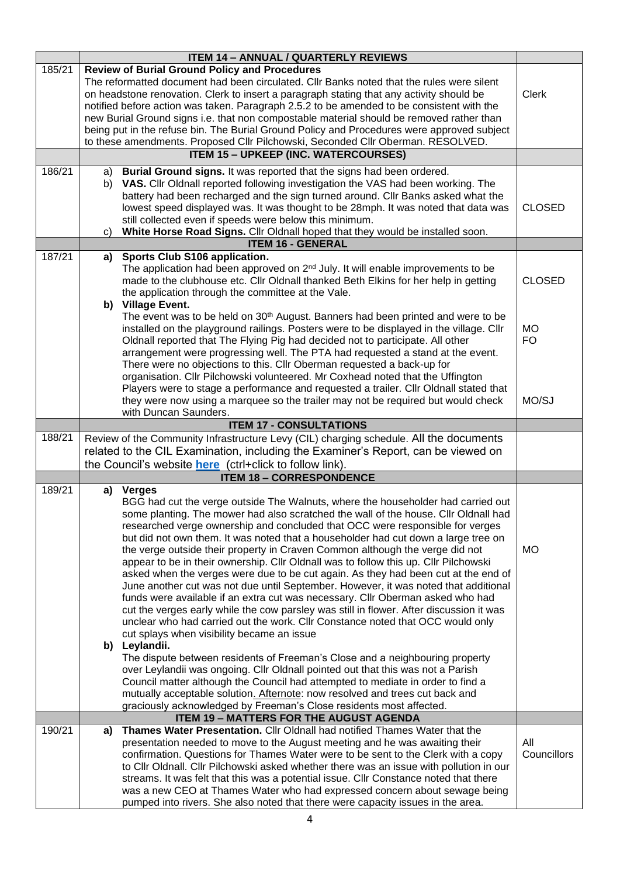| | ITEM 14 – ANNUAL / QUARTERLY REVIEWS | |
|---|---|---|
| 185/21 | **Review of Burial Ground Policy and Procedures**<br>The reformatted document had been circulated. Cllr Banks noted that the rules were silent on headstone renovation. Clerk to insert a paragraph stating that any activity should be notified before action was taken. Paragraph 2.5.2 to be amended to be consistent with the new Burial Ground signs i.e. that non compostable material should be removed rather than being put in the refuse bin. The Burial Ground Policy and Procedures were approved subject to these amendments. Proposed Cllr Pilchowski, Seconded Cllr Oberman. RESOLVED. | Clerk |
| | **ITEM 15 – UPKEEP (INC. WATERCOURSES)** | |
| 186/21 | a) **Burial Ground signs.** It was reported that the signs had been ordered.<br>b) **VAS.** Cllr Oldnall reported following investigation the VAS had been working. The battery had been recharged and the sign turned around. Cllr Banks asked what the lowest speed displayed was. It was thought to be 28mph. It was noted that data was still collected even if speeds were below this minimum.<br>c) **White Horse Road Signs.** Cllr Oldnall hoped that they would be installed soon. | CLOSED |
| | **ITEM 16 - GENERAL** | |
| 187/21 | **a) Sports Club S106 application.**<br>The application had been approved on 2nd July. It will enable improvements to be made to the clubhouse etc. Cllr Oldnall thanked Beth Elkins for her help in getting the application through the committee at the Vale.<br>**b) Village Event.**<br>The event was to be held on 30th August. Banners had been printed and were to be installed on the playground railings. Posters were to be displayed in the village. Cllr Oldnall reported that The Flying Pig had decided not to participate. All other arrangement were progressing well. The PTA had requested a stand at the event. There were no objections to this. Cllr Oberman requested a back-up for organisation. Cllr Pilchowski volunteered. Mr Coxhead noted that the Uffington Players were to stage a performance and requested a trailer. Cllr Oldnall stated that they were now using a marquee so the trailer may not be required but would check with Duncan Saunders. | CLOSED<br><br>MO<br>FO<br><br>MO/SJ |
| | **ITEM 17 - CONSULTATIONS** | |
| 188/21 | Review of the Community Infrastructure Levy (CIL) charging schedule. All the documents related to the CIL Examination, including the Examiner's Report, can be viewed on the Council's website **here** (ctrl+click to follow link). | |
| | **ITEM 18 – CORRESPONDENCE** | |
| 189/21 | **a) Verges**<br>BGG had cut the verge outside The Walnuts, where the householder had carried out some planting. The mower had also scratched the wall of the house. Cllr Oldnall had researched verge ownership and concluded that OCC were responsible for verges but did not own them. It was noted that a householder had cut down a large tree on the verge outside their property in Craven Common although the verge did not appear to be in their ownership. Cllr Oldnall was to follow this up. Cllr Pilchowski asked when the verges were due to be cut again. As they had been cut at the end of June another cut was not due until September. However, it was noted that additional funds were available if an extra cut was necessary. Cllr Oberman asked who had cut the verges early while the cow parsley was still in flower. After discussion it was unclear who had carried out the work. Cllr Constance noted that OCC would only cut splays when visibility became an issue<br>**b) Leylandii.**<br>The dispute between residents of Freeman's Close and a neighbouring property over Leylandii was ongoing. Cllr Oldnall pointed out that this was not a Parish Council matter although the Council had attempted to mediate in order to find a mutually acceptable solution. Afternote: now resolved and trees cut back and graciously acknowledged by Freeman's Close residents most affected. | MO |
| | **ITEM 19 – MATTERS FOR THE AUGUST AGENDA** | |
| 190/21 | **a) Thames Water Presentation.** Cllr Oldnall had notified Thames Water that the presentation needed to move to the August meeting and he was awaiting their confirmation. Questions for Thames Water were to be sent to the Clerk with a copy to Cllr Oldnall. Cllr Pilchowski asked whether there was an issue with pollution in our streams. It was felt that this was a potential issue. Cllr Constance noted that there was a new CEO at Thames Water who had expressed concern about sewage being pumped into rivers. She also noted that there were capacity issues in the area. | All Councillors |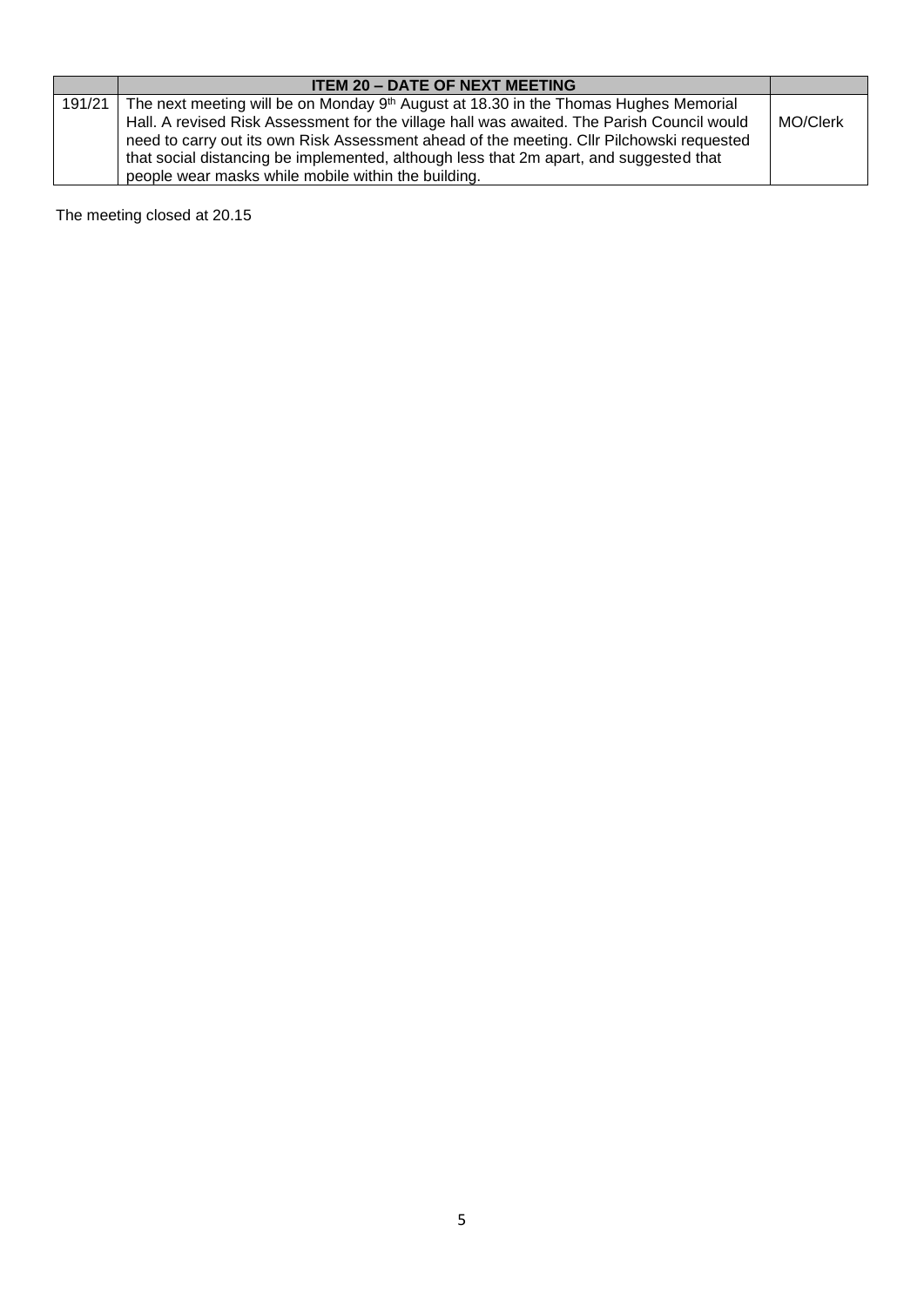| | ITEM 20 – DATE OF NEXT MEETING | |
|---|---|---|
| 191/21 | The next meeting will be on Monday 9th August at 18.30 in the Thomas Hughes Memorial Hall. A revised Risk Assessment for the village hall was awaited. The Parish Council would need to carry out its own Risk Assessment ahead of the meeting. Cllr Pilchowski requested that social distancing be implemented, although less that 2m apart, and suggested that people wear masks while mobile within the building. | MO/Clerk |

The meeting closed at 20.15